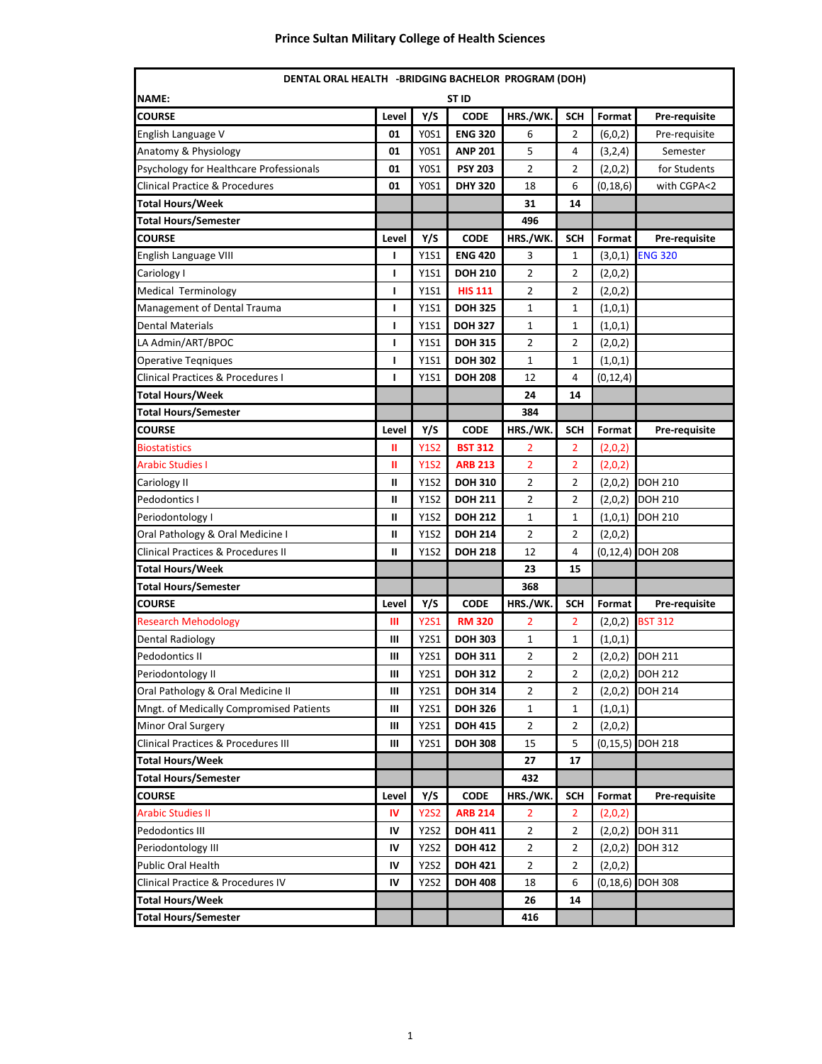# Prince Sultan Military College of Health Sciences

| DENTAL ORAL HEALTH -BRIDGING BACHELOR PROGRAM (DOH) | | | | | | | |
|---|---|---|---|---|---|---|---|
| NAME: | | | ST ID | | | | |
| COURSE | Level | Y/S | CODE | HRS./WK. | SCH | Format | Pre-requisite |
| English Language V | 01 | Y0S1 | ENG 320 | 6 | 2 | (6,0,2) | Pre-requisite |
| Anatomy & Physiology | 01 | Y0S1 | ANP 201 | 5 | 4 | (3,2,4) | Semester |
| Psychology for Healthcare Professionals | 01 | Y0S1 | PSY 203 | 2 | 2 | (2,0,2) | for Students |
| Clinical Practice & Procedures | 01 | Y0S1 | DHY 320 | 18 | 6 | (0,18,6) | with CGPA<2 |
| Total Hours/Week | | | | 31 | 14 | | |
| Total Hours/Semester | | | | 496 | | | |
| COURSE | Level | Y/S | CODE | HRS./WK. | SCH | Format | Pre-requisite |
| English Language VIII | I | Y1S1 | ENG 420 | 3 | 1 | (3,0,1) | ENG 320 |
| Cariology I | I | Y1S1 | DOH 210 | 2 | 2 | (2,0,2) | |
| Medical Terminology | I | Y1S1 | HIS 111 | 2 | 2 | (2,0,2) | |
| Management of Dental Trauma | I | Y1S1 | DOH 325 | 1 | 1 | (1,0,1) | |
| Dental Materials | I | Y1S1 | DOH 327 | 1 | 1 | (1,0,1) | |
| LA Admin/ART/BPOC | I | Y1S1 | DOH 315 | 2 | 2 | (2,0,2) | |
| Operative Teqniques | I | Y1S1 | DOH 302 | 1 | 1 | (1,0,1) | |
| Clinical Practices & Procedures I | I | Y1S1 | DOH 208 | 12 | 4 | (0,12,4) | |
| Total Hours/Week | | | | 24 | 14 | | |
| Total Hours/Semester | | | | 384 | | | |
| COURSE | Level | Y/S | CODE | HRS./WK. | SCH | Format | Pre-requisite |
| Biostatistics | II | Y1S2 | BST 312 | 2 | 2 | (2,0,2) | |
| Arabic Studies I | II | Y1S2 | ARB 213 | 2 | 2 | (2,0,2) | |
| Cariology II | II | Y1S2 | DOH 310 | 2 | 2 | (2,0,2) | DOH 210 |
| Pedodontics I | II | Y1S2 | DOH 211 | 2 | 2 | (2,0,2) | DOH 210 |
| Periodontology I | II | Y1S2 | DOH 212 | 1 | 1 | (1,0,1) | DOH 210 |
| Oral Pathology & Oral Medicine I | II | Y1S2 | DOH 214 | 2 | 2 | (2,0,2) | |
| Clinical Practices & Procedures II | II | Y1S2 | DOH 218 | 12 | 4 | (0,12,4) | DOH 208 |
| Total Hours/Week | | | | 23 | 15 | | |
| Total Hours/Semester | | | | 368 | | | |
| COURSE | Level | Y/S | CODE | HRS./WK. | SCH | Format | Pre-requisite |
| Research Mehodology | III | Y2S1 | RM 320 | 2 | 2 | (2,0,2) | BST 312 |
| Dental Radiology | III | Y2S1 | DOH 303 | 1 | 1 | (1,0,1) | |
| Pedodontics II | III | Y2S1 | DOH 311 | 2 | 2 | (2,0,2) | DOH 211 |
| Periodontology II | III | Y2S1 | DOH 312 | 2 | 2 | (2,0,2) | DOH 212 |
| Oral Pathology & Oral Medicine II | III | Y2S1 | DOH 314 | 2 | 2 | (2,0,2) | DOH 214 |
| Mngt. of Medically Compromised Patients | III | Y2S1 | DOH 326 | 1 | 1 | (1,0,1) | |
| Minor Oral Surgery | III | Y2S1 | DOH 415 | 2 | 2 | (2,0,2) | |
| Clinical Practices & Procedures III | III | Y2S1 | DOH 308 | 15 | 5 | (0,15,5) | DOH 218 |
| Total Hours/Week | | | | 27 | 17 | | |
| Total Hours/Semester | | | | 432 | | | |
| COURSE | Level | Y/S | CODE | HRS./WK. | SCH | Format | Pre-requisite |
| Arabic Studies II | IV | Y2S2 | ARB 214 | 2 | 2 | (2,0,2) | |
| Pedodontics III | IV | Y2S2 | DOH 411 | 2 | 2 | (2,0,2) | DOH 311 |
| Periodontology III | IV | Y2S2 | DOH 412 | 2 | 2 | (2,0,2) | DOH 312 |
| Public Oral Health | IV | Y2S2 | DOH 421 | 2 | 2 | (2,0,2) | |
| Clinical Practice & Procedures IV | IV | Y2S2 | DOH 408 | 18 | 6 | (0,18,6) | DOH 308 |
| Total Hours/Week | | | | 26 | 14 | | |
| Total Hours/Semester | | | | 416 | | | |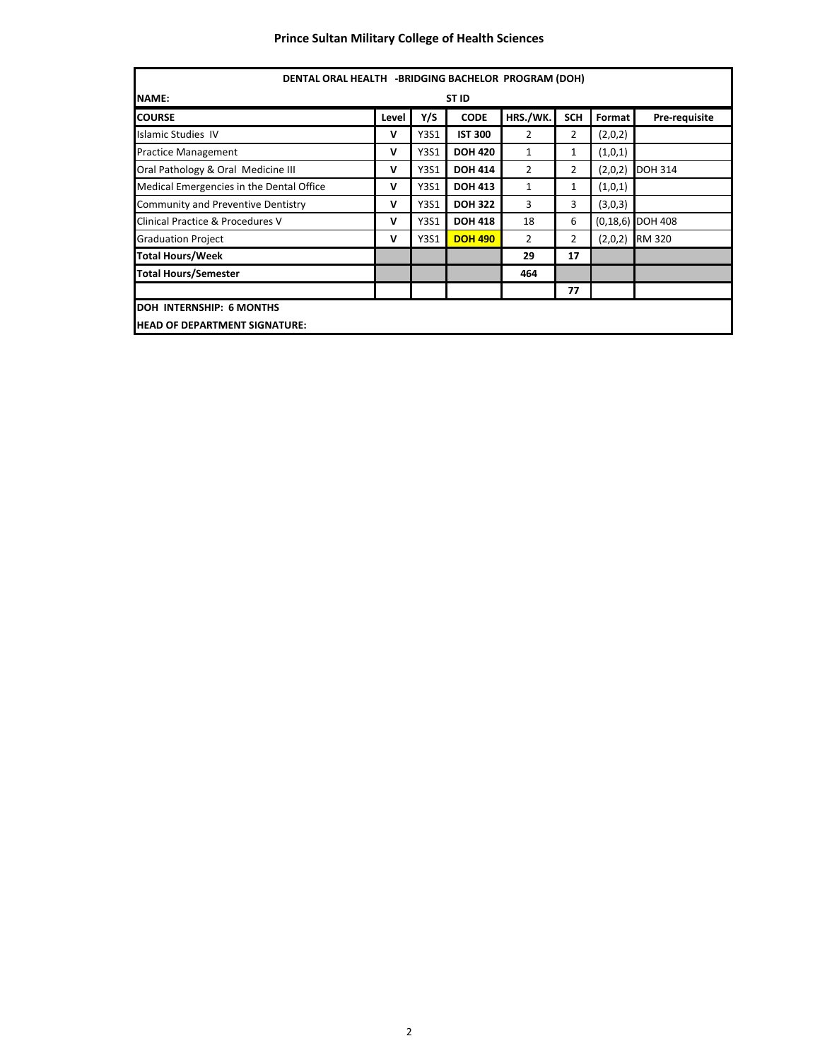## Prince Sultan Military College of Health Sciences

| DENTAL ORAL HEALTH -BRIDGING BACHELOR PROGRAM (DOH) | | | | | | | |
|---|---|---|---|---|---|---|---|
| **NAME:** | | | **ST ID** | | | | |
| **COURSE** | **Level** | **Y/S** | **CODE** | **HRS./WK.** | **SCH** | **Format** | **Pre-requisite** |
| Islamic Studies IV | **V** | Y3S1 | **IST 300** | 2 | 2 | (2,0,2) | |
| Practice Management | **V** | Y3S1 | **DOH 420** | 1 | 1 | (1,0,1) | |
| Oral Pathology & Oral Medicine III | **V** | Y3S1 | **DOH 414** | 2 | 2 | (2,0,2) | DOH 314 |
| Medical Emergencies in the Dental Office | **V** | Y3S1 | **DOH 413** | 1 | 1 | (1,0,1) | |
| Community and Preventive Dentistry | **V** | Y3S1 | **DOH 322** | 3 | 3 | (3,0,3) | |
| Clinical Practice & Procedures V | **V** | Y3S1 | **DOH 418** | 18 | 6 | (0,18,6) | DOH 408 |
| Graduation Project | **V** | Y3S1 | **DOH 490** | 2 | 2 | (2,0,2) | RM 320 |
| **Total Hours/Week** | | | | **29** | **17** | | |
| **Total Hours/Semester** | | | | **464** | | | |
| | | | | | **77** | | |
| **DOH INTERNSHIP: 6 MONTHS** | | | | | | | |
| **HEAD OF DEPARTMENT SIGNATURE:** | | | | | | | |